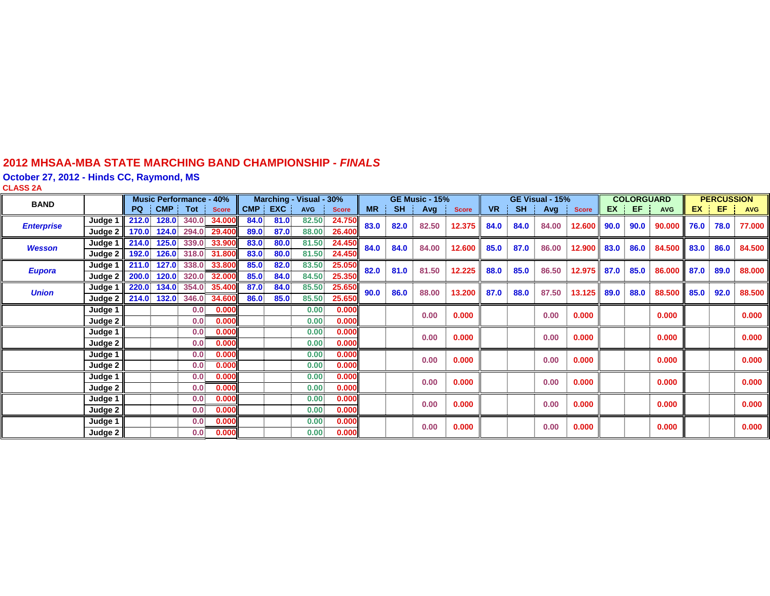# 2012 MHSAA-MBA STATE MARCHING BAND CHAMPIONSHIP - *FINALS*

## October 27, 2012 - Hinds CC, Raymond, MS

### CLASS 2A

| BAND | | Music Performance - 40% | | | | Marching - Visual - 30% | | | | GE Music - 15% | | | | GE Visual - 15% | | | | COLORGUARD | | | PERCUSSION | | |
|---|---|---|---|---|---|---|---|---|---|---|---|---|---|---|---|---|---|---|---|---|---|---|---|
| | | PQ | CMP | Tot | Score | CMP | EXC | AVG | Score | MR | SH | Avg | Score | VR | SH | Avg | Score | EX | EF | AVG | EX | EF | AVG |
| *Enterprise* | Judge 1 | 212.0 | 128.0 | 340.0 | 34.000 | 84.0 | 81.0 | 82.50 | 24.750 | 83.0 | 82.0 | 82.50 | 12.375 | 84.0 | 84.0 | 84.00 | 12.600 | 90.0 | 90.0 | 90.000 | 76.0 | 78.0 | 77.000 |
| | Judge 2 | 170.0 | 124.0 | 294.0 | 29.400 | 89.0 | 87.0 | 88.00 | 26.400 | | | | | | | | | | | | | | |
| *Wesson* | Judge 1 | 214.0 | 125.0 | 339.0 | 33.900 | 83.0 | 80.0 | 81.50 | 24.450 | 84.0 | 84.0 | 84.00 | 12.600 | 85.0 | 87.0 | 86.00 | 12.900 | 83.0 | 86.0 | 84.500 | 83.0 | 86.0 | 84.500 |
| | Judge 2 | 192.0 | 126.0 | 318.0 | 31.800 | 83.0 | 80.0 | 81.50 | 24.450 | | | | | | | | | | | | | | |
| *Eupora* | Judge 1 | 211.0 | 127.0 | 338.0 | 33.800 | 85.0 | 82.0 | 83.50 | 25.050 | 82.0 | 81.0 | 81.50 | 12.225 | 88.0 | 85.0 | 86.50 | 12.975 | 87.0 | 85.0 | 86.000 | 87.0 | 89.0 | 88.000 |
| | Judge 2 | 200.0 | 120.0 | 320.0 | 32.000 | 85.0 | 84.0 | 84.50 | 25.350 | | | | | | | | | | | | | | |
| *Union* | Judge 1 | 220.0 | 134.0 | 354.0 | 35.400 | 87.0 | 84.0 | 85.50 | 25.650 | 90.0 | 86.0 | 88.00 | 13.200 | 87.0 | 88.0 | 87.50 | 13.125 | 89.0 | 88.0 | 88.500 | 85.0 | 92.0 | 88.500 |
| | Judge 2 | 214.0 | 132.0 | 346.0 | 34.600 | 86.0 | 85.0 | 85.50 | 25.650 | | | | | | | | | | | | | | |
| | Judge 1 | | | 0.0 | 0.000 | | | 0.00 | 0.000 | | | 0.00 | 0.000 | | | 0.00 | 0.000 | | | 0.000 | | | 0.000 |
| | Judge 2 | | | 0.0 | 0.000 | | | 0.00 | 0.000 | | | | | | | | | | | | | | |
| | Judge 1 | | | 0.0 | 0.000 | | | 0.00 | 0.000 | | | 0.00 | 0.000 | | | 0.00 | 0.000 | | | 0.000 | | | 0.000 |
| | Judge 2 | | | 0.0 | 0.000 | | | 0.00 | 0.000 | | | | | | | | | | | | | | |
| | Judge 1 | | | 0.0 | 0.000 | | | 0.00 | 0.000 | | | 0.00 | 0.000 | | | 0.00 | 0.000 | | | 0.000 | | | 0.000 |
| | Judge 2 | | | 0.0 | 0.000 | | | 0.00 | 0.000 | | | | | | | | | | | | | | |
| | Judge 1 | | | 0.0 | 0.000 | | | 0.00 | 0.000 | | | 0.00 | 0.000 | | | 0.00 | 0.000 | | | 0.000 | | | 0.000 |
| | Judge 2 | | | 0.0 | 0.000 | | | 0.00 | 0.000 | | | | | | | | | | | | | | |
| | Judge 1 | | | 0.0 | 0.000 | | | 0.00 | 0.000 | | | 0.00 | 0.000 | | | 0.00 | 0.000 | | | 0.000 | | | 0.000 |
| | Judge 2 | | | 0.0 | 0.000 | | | 0.00 | 0.000 | | | | | | | | | | | | | | |
| | Judge 1 | | | 0.0 | 0.000 | | | 0.00 | 0.000 | | | 0.00 | 0.000 | | | 0.00 | 0.000 | | | 0.000 | | | 0.000 |
| | Judge 2 | | | 0.0 | 0.000 | | | 0.00 | 0.000 | | | | | | | | | | | | | | |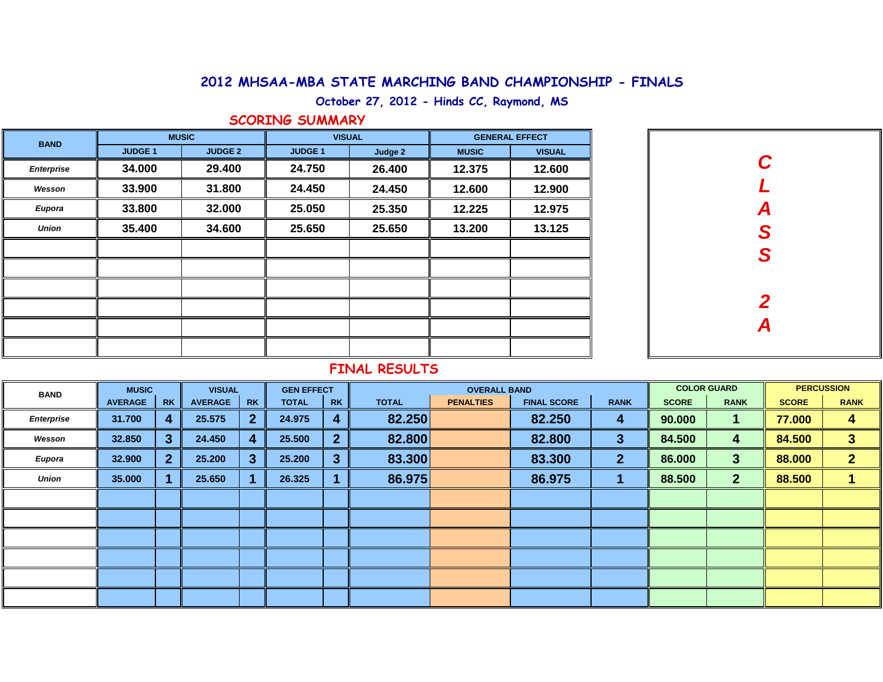# 2012 MHSAA-MBA STATE MARCHING BAND CHAMPIONSHIP - FINALS

## October 27, 2012 - Hinds CC, Raymond, MS

### SCORING SUMMARY

**CLASS 2A**

| BAND | MUSIC | | VISUAL | | GENERAL EFFECT | |
|---|---|---|---|---|---|---|
| | JUDGE 1 | JUDGE 2 | JUDGE 1 | Judge 2 | MUSIC | VISUAL |
| *Enterprise* | 34.000 | 29.400 | 24.750 | 26.400 | 12.375 | 12.600 |
| *Wesson* | 33.900 | 31.800 | 24.450 | 24.450 | 12.600 | 12.900 |
| *Eupora* | 33.800 | 32.000 | 25.050 | 25.350 | 12.225 | 12.975 |
| *Union* | 35.400 | 34.600 | 25.650 | 25.650 | 13.200 | 13.125 |

### FINAL RESULTS

| BAND | MUSIC | | VISUAL | | GEN EFFECT | | OVERALL BAND | | | | COLOR GUARD | | PERCUSSION | |
|---|---|---|---|---|---|---|---|---|---|---|---|---|---|---|
| | AVERAGE | RK | AVERAGE | RK | TOTAL | RK | TOTAL | PENALTIES | FINAL SCORE | RANK | SCORE | RANK | SCORE | RANK |
| *Enterprise* | 31.700 | 4 | 25.575 | 2 | 24.975 | 4 | 82.250 | | 82.250 | 4 | 90.000 | 1 | 77.000 | 4 |
| *Wesson* | 32.850 | 3 | 24.450 | 4 | 25.500 | 2 | 82.800 | | 82.800 | 3 | 84.500 | 4 | 84.500 | 3 |
| *Eupora* | 32.900 | 2 | 25.200 | 3 | 25.200 | 3 | 83.300 | | 83.300 | 2 | 86.000 | 3 | 88.000 | 2 |
| *Union* | 35.000 | 1 | 25.650 | 1 | 26.325 | 1 | 86.975 | | 86.975 | 1 | 88.500 | 2 | 88.500 | 1 |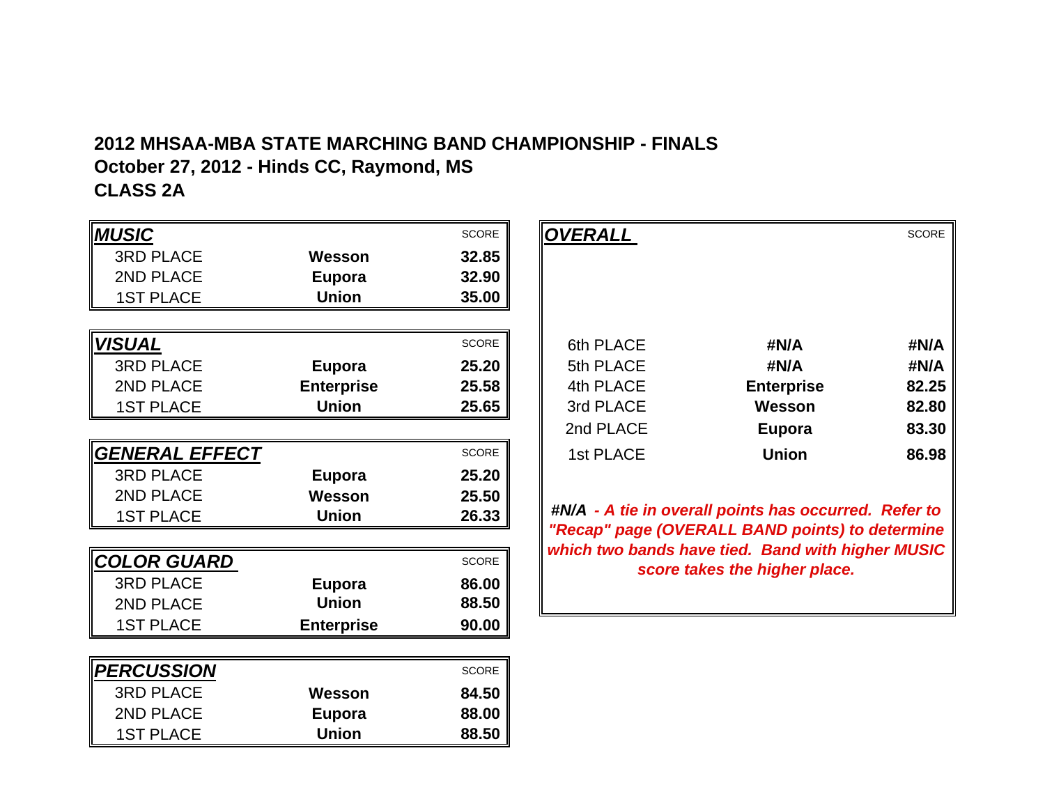**2012 MHSAA-MBA STATE MARCHING BAND CHAMPIONSHIP - FINALS**
**October 27, 2012 - Hinds CC, Raymond, MS**
**CLASS 2A**

| ***MUSIC*** | | SCORE |
|---|---|---|
| 3RD PLACE | **Wesson** | **32.85** |
| 2ND PLACE | **Eupora** | **32.90** |
| 1ST PLACE | **Union** | **35.00** |

| ***VISUAL*** | | SCORE |
|---|---|---|
| 3RD PLACE | **Eupora** | **25.20** |
| 2ND PLACE | **Enterprise** | **25.58** |
| 1ST PLACE | **Union** | **25.65** |

| ***GENERAL EFFECT*** | | SCORE |
|---|---|---|
| 3RD PLACE | **Eupora** | **25.20** |
| 2ND PLACE | **Wesson** | **25.50** |
| 1ST PLACE | **Union** | **26.33** |

| ***COLOR GUARD*** | | SCORE |
|---|---|---|
| 3RD PLACE | **Eupora** | **86.00** |
| 2ND PLACE | **Union** | **88.50** |
| 1ST PLACE | **Enterprise** | **90.00** |

| ***PERCUSSION*** | | SCORE |
|---|---|---|
| 3RD PLACE | **Wesson** | **84.50** |
| 2ND PLACE | **Eupora** | **88.00** |
| 1ST PLACE | **Union** | **88.50** |

| ***OVERALL*** | | SCORE |
|---|---|---|
| 6th PLACE | **#N/A** | **#N/A** |
| 5th PLACE | **#N/A** | **#N/A** |
| 4th PLACE | **Enterprise** | **82.25** |
| 3rd PLACE | **Wesson** | **82.80** |
| 2nd PLACE | **Eupora** | **83.30** |
| 1st PLACE | **Union** | **86.98** |

***#N/A - A tie in overall points has occurred. Refer to "Recap" page (OVERALL BAND points) to determine which two bands have tied. Band with higher MUSIC score takes the higher place.***